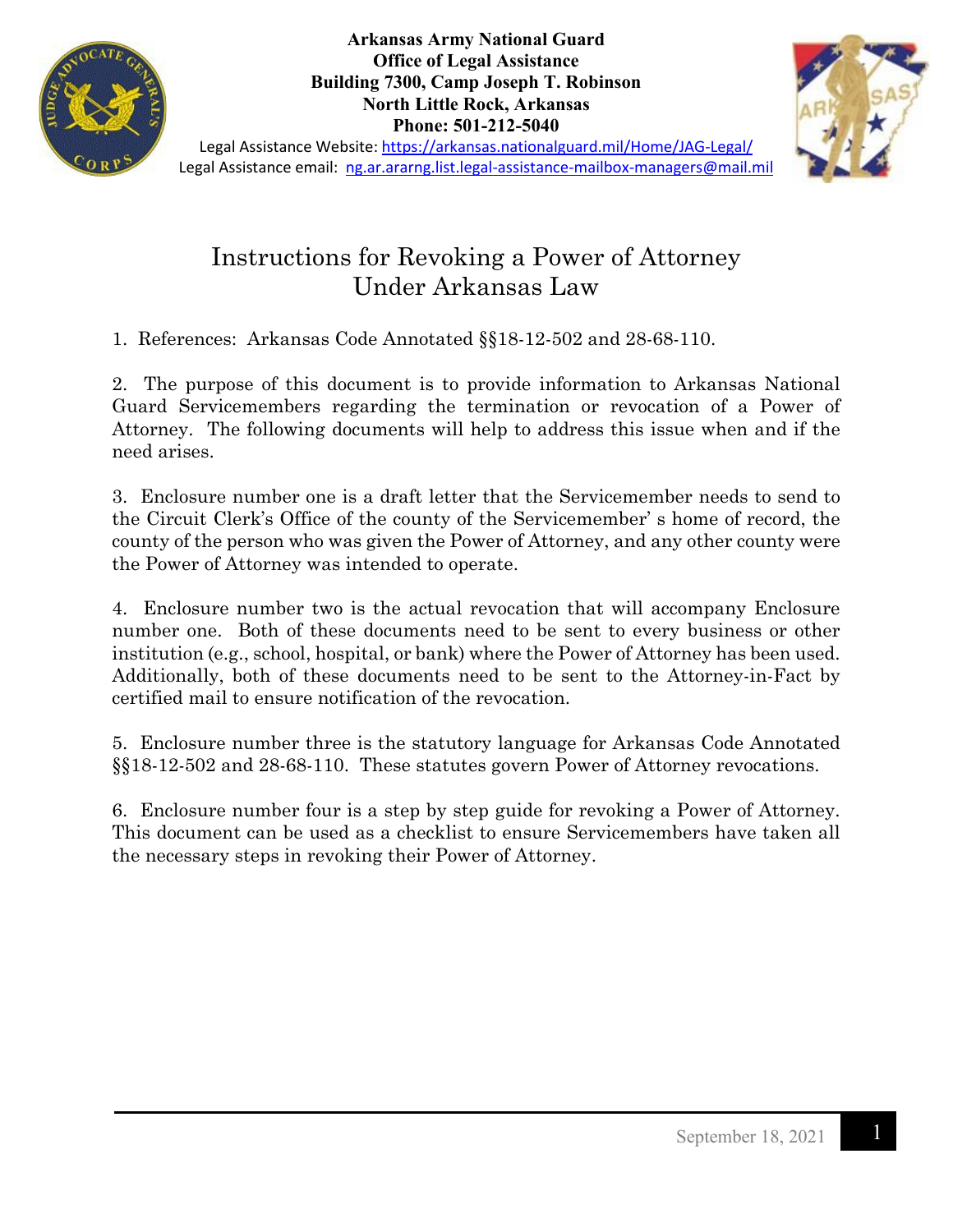**Arkansas Army National Guard**
**Office of Legal Assistance**
**Building 7300, Camp Joseph T. Robinson**
**North Little Rock, Arkansas**
**Phone: 501-212-5040**

Legal Assistance Website: https://arkansas.nationalguard.mil/Home/JAG-Legal/
Legal Assistance email: ng.ar.ararng.list.legal-assistance-mailbox-managers@mail.mil

# Instructions for Revoking a Power of Attorney Under Arkansas Law

1. References: Arkansas Code Annotated §§18-12-502 and 28-68-110.

2. The purpose of this document is to provide information to Arkansas National Guard Servicemembers regarding the termination or revocation of a Power of Attorney. The following documents will help to address this issue when and if the need arises.

3. Enclosure number one is a draft letter that the Servicemember needs to send to the Circuit Clerk's Office of the county of the Servicemember' s home of record, the county of the person who was given the Power of Attorney, and any other county were the Power of Attorney was intended to operate.

4. Enclosure number two is the actual revocation that will accompany Enclosure number one. Both of these documents need to be sent to every business or other institution (e.g., school, hospital, or bank) where the Power of Attorney has been used. Additionally, both of these documents need to be sent to the Attorney-in-Fact by certified mail to ensure notification of the revocation.

5. Enclosure number three is the statutory language for Arkansas Code Annotated §§18-12-502 and 28-68-110. These statutes govern Power of Attorney revocations.

6. Enclosure number four is a step by step guide for revoking a Power of Attorney. This document can be used as a checklist to ensure Servicemembers have taken all the necessary steps in revoking their Power of Attorney.

September 18, 2021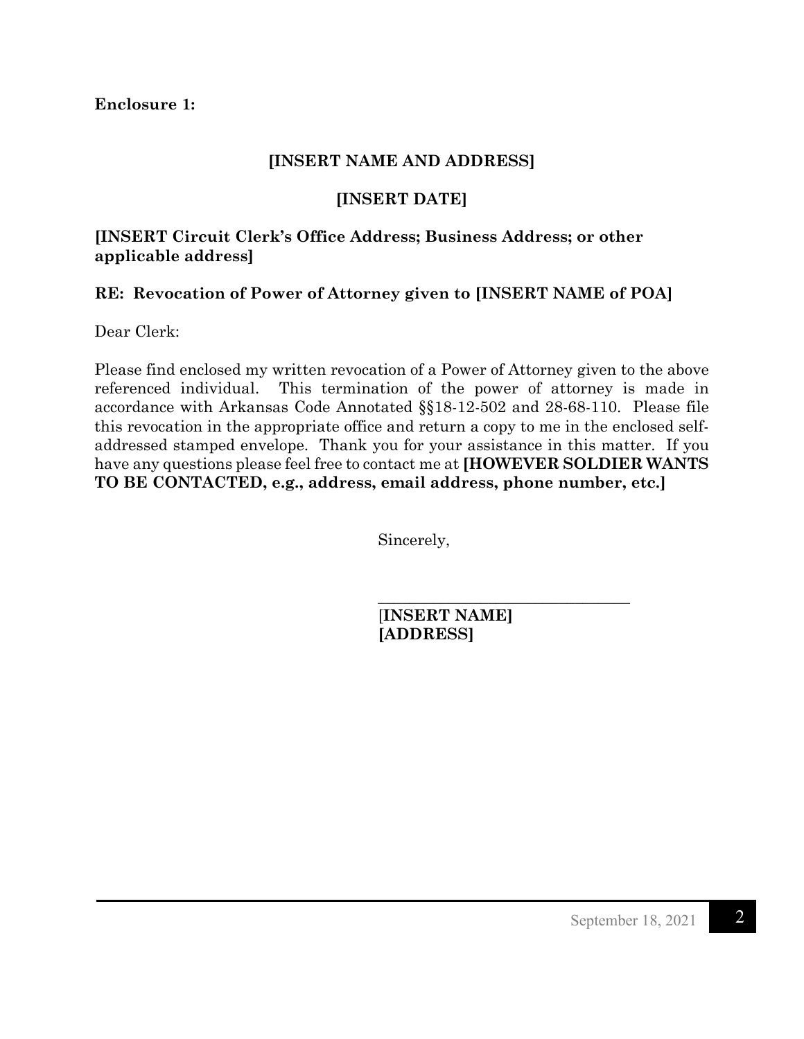**Enclosure 1:**

**[INSERT NAME AND ADDRESS]**

**[INSERT DATE]**

**[INSERT Circuit Clerk's Office Address; Business Address; or other applicable address]**

**RE: Revocation of Power of Attorney given to [INSERT NAME of POA]**

Dear Clerk:

Please find enclosed my written revocation of a Power of Attorney given to the above referenced individual. This termination of the power of attorney is made in accordance with Arkansas Code Annotated §§18-12-502 and 28-68-110. Please file this revocation in the appropriate office and return a copy to me in the enclosed self-addressed stamped envelope. Thank you for your assistance in this matter. If you have any questions please feel free to contact me at **[HOWEVER SOLDIER WANTS TO BE CONTACTED, e.g., address, email address, phone number, etc.]**

Sincerely,

\_\_\_\_\_\_\_\_\_\_\_\_\_\_\_\_\_\_\_\_\_\_\_\_\_\_\_\_\_\_\_\_

**[INSERT NAME]**
**[ADDRESS]**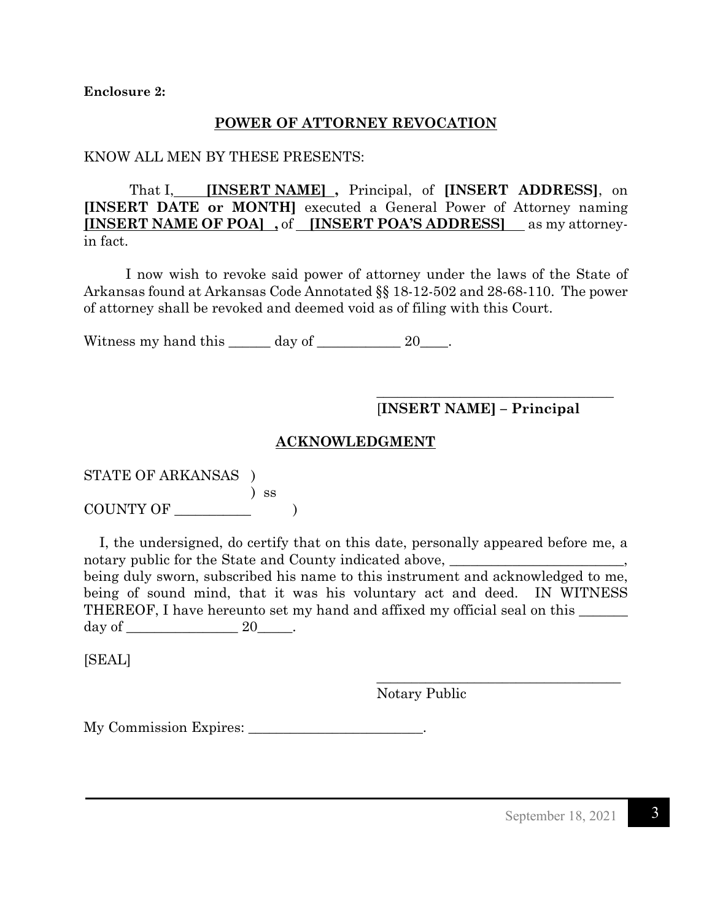**Enclosure 2:**

## POWER OF ATTORNEY REVOCATION

KNOW ALL MEN BY THESE PRESENTS:

That I, **[INSERT NAME]**, Principal, of **[INSERT ADDRESS]**, on **[INSERT DATE or MONTH]** executed a General Power of Attorney naming **[INSERT NAME OF POA]**, of **[INSERT POA'S ADDRESS]** as my attorney-in fact.

I now wish to revoke said power of attorney under the laws of the State of Arkansas found at Arkansas Code Annotated §§ 18-12-502 and 28-68-110. The power of attorney shall be revoked and deemed void as of filing with this Court.

Witness my hand this ______ day of ____________ 20____.

\_\_\_\_\_\_\_\_\_\_\_\_\_\_\_\_\_\_\_\_\_\_\_\_\_\_\_\_\_\_\_\_\_\_\_

**[INSERT NAME] – Principal**

## ACKNOWLEDGMENT

STATE OF ARKANSAS )
) ss
COUNTY OF ___________ )

I, the undersigned, do certify that on this date, personally appeared before me, a notary public for the State and County indicated above, _________________________, being duly sworn, subscribed his name to this instrument and acknowledged to me, being of sound mind, that it was his voluntary act and deed. IN WITNESS THEREOF, I have hereunto set my hand and affixed my official seal on this _______ day of ________________ 20_____.

[SEAL]

\_\_\_\_\_\_\_\_\_\_\_\_\_\_\_\_\_\_\_\_\_\_\_\_\_\_\_\_\_\_\_\_\_\_\_

Notary Public

My Commission Expires: _________________________.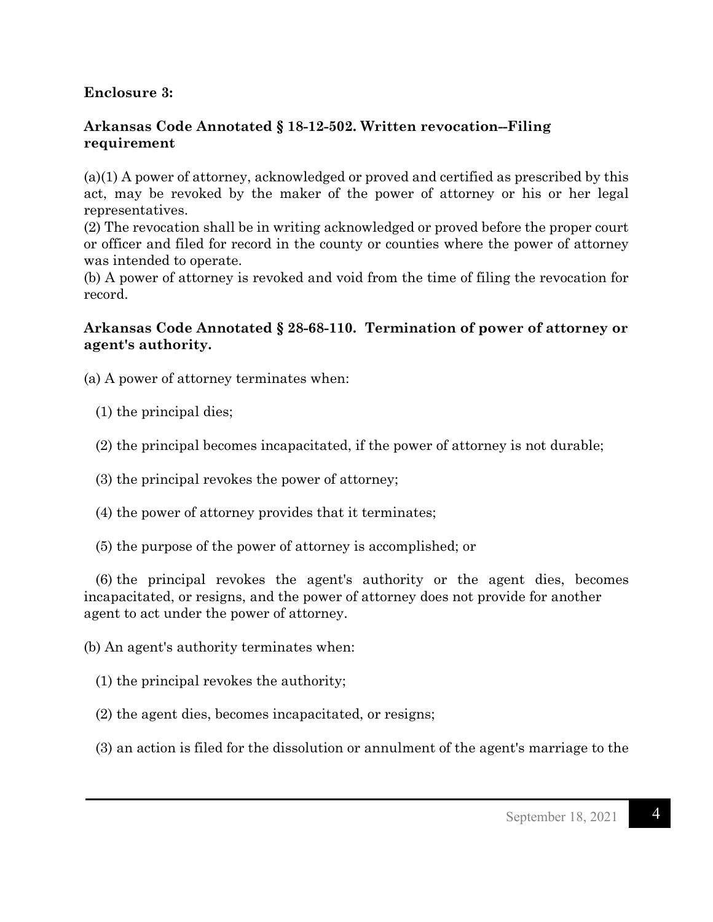**Enclosure 3:**

**Arkansas Code Annotated § 18-12-502. Written revocation--Filing requirement**

(a)(1) A power of attorney, acknowledged or proved and certified as prescribed by this act, may be revoked by the maker of the power of attorney or his or her legal representatives.
(2) The revocation shall be in writing acknowledged or proved before the proper court or officer and filed for record in the county or counties where the power of attorney was intended to operate.
(b) A power of attorney is revoked and void from the time of filing the revocation for record.

**Arkansas Code Annotated § 28-68-110. Termination of power of attorney or agent's authority.**

(a) A power of attorney terminates when:

(1) the principal dies;

(2) the principal becomes incapacitated, if the power of attorney is not durable;

(3) the principal revokes the power of attorney;

(4) the power of attorney provides that it terminates;

(5) the purpose of the power of attorney is accomplished; or

(6) the principal revokes the agent's authority or the agent dies, becomes incapacitated, or resigns, and the power of attorney does not provide for another agent to act under the power of attorney.

(b) An agent's authority terminates when:

(1) the principal revokes the authority;

(2) the agent dies, becomes incapacitated, or resigns;

(3) an action is filed for the dissolution or annulment of the agent's marriage to the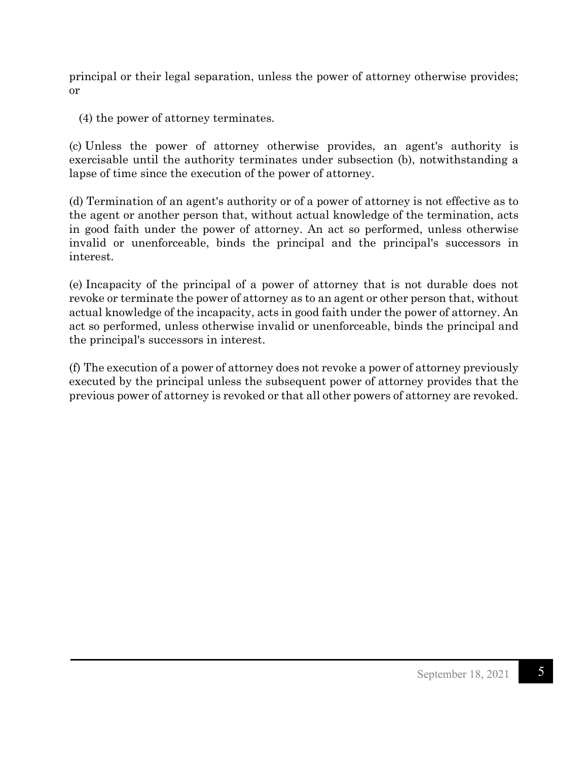principal or their legal separation, unless the power of attorney otherwise provides; or

(4) the power of attorney terminates.

(c) Unless the power of attorney otherwise provides, an agent's authority is exercisable until the authority terminates under subsection (b), notwithstanding a lapse of time since the execution of the power of attorney.

(d) Termination of an agent's authority or of a power of attorney is not effective as to the agent or another person that, without actual knowledge of the termination, acts in good faith under the power of attorney. An act so performed, unless otherwise invalid or unenforceable, binds the principal and the principal's successors in interest.

(e) Incapacity of the principal of a power of attorney that is not durable does not revoke or terminate the power of attorney as to an agent or other person that, without actual knowledge of the incapacity, acts in good faith under the power of attorney. An act so performed, unless otherwise invalid or unenforceable, binds the principal and the principal's successors in interest.

(f) The execution of a power of attorney does not revoke a power of attorney previously executed by the principal unless the subsequent power of attorney provides that the previous power of attorney is revoked or that all other powers of attorney are revoked.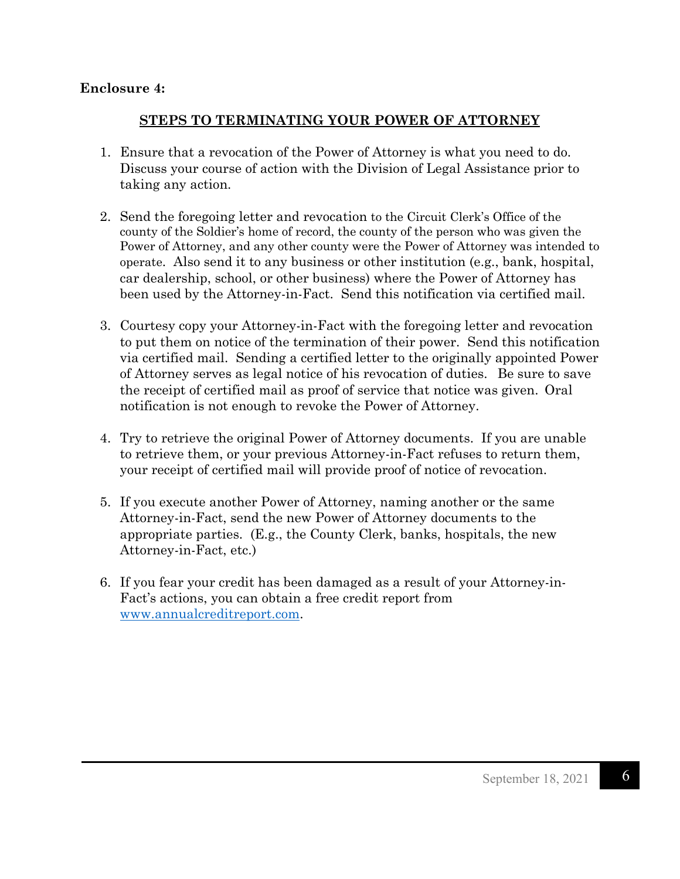**Enclosure 4:**

## STEPS TO TERMINATING YOUR POWER OF ATTORNEY

1. Ensure that a revocation of the Power of Attorney is what you need to do. Discuss your course of action with the Division of Legal Assistance prior to taking any action.

2. Send the foregoing letter and revocation to the Circuit Clerk's Office of the county of the Soldier's home of record, the county of the person who was given the Power of Attorney, and any other county were the Power of Attorney was intended to operate. Also send it to any business or other institution (e.g., bank, hospital, car dealership, school, or other business) where the Power of Attorney has been used by the Attorney-in-Fact. Send this notification via certified mail.

3. Courtesy copy your Attorney-in-Fact with the foregoing letter and revocation to put them on notice of the termination of their power. Send this notification via certified mail. Sending a certified letter to the originally appointed Power of Attorney serves as legal notice of his revocation of duties. Be sure to save the receipt of certified mail as proof of service that notice was given. Oral notification is not enough to revoke the Power of Attorney.

4. Try to retrieve the original Power of Attorney documents. If you are unable to retrieve them, or your previous Attorney-in-Fact refuses to return them, your receipt of certified mail will provide proof of notice of revocation.

5. If you execute another Power of Attorney, naming another or the same Attorney-in-Fact, send the new Power of Attorney documents to the appropriate parties. (E.g., the County Clerk, banks, hospitals, the new Attorney-in-Fact, etc.)

6. If you fear your credit has been damaged as a result of your Attorney-in-Fact's actions, you can obtain a free credit report from [www.annualcreditreport.com](http://www.annualcreditreport.com).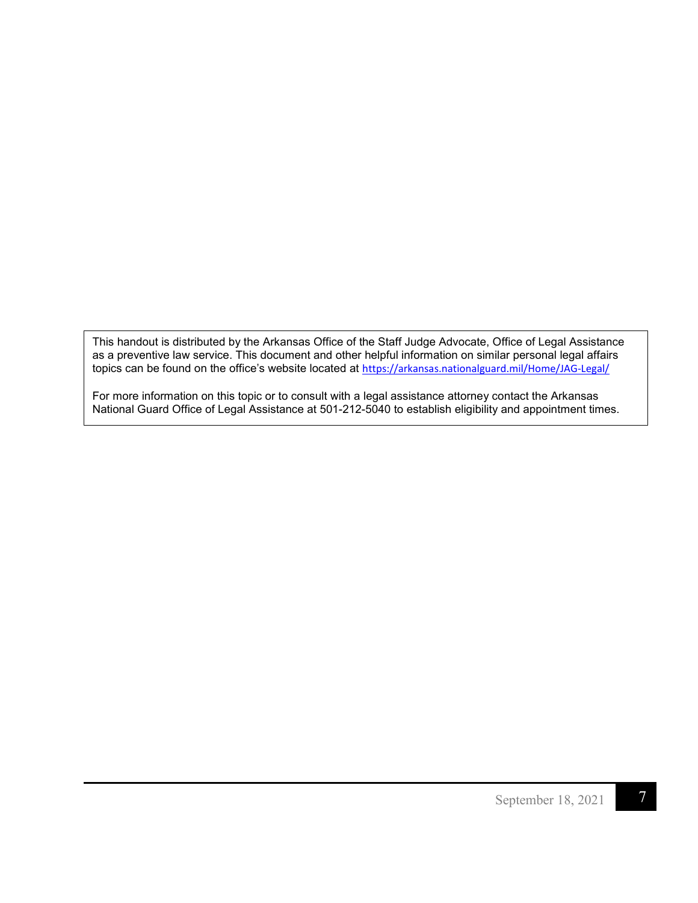This handout is distributed by the Arkansas Office of the Staff Judge Advocate, Office of Legal Assistance as a preventive law service. This document and other helpful information on similar personal legal affairs topics can be found on the office's website located at https://arkansas.nationalguard.mil/Home/JAG-Legal/

For more information on this topic or to consult with a legal assistance attorney contact the Arkansas National Guard Office of Legal Assistance at 501-212-5040 to establish eligibility and appointment times.